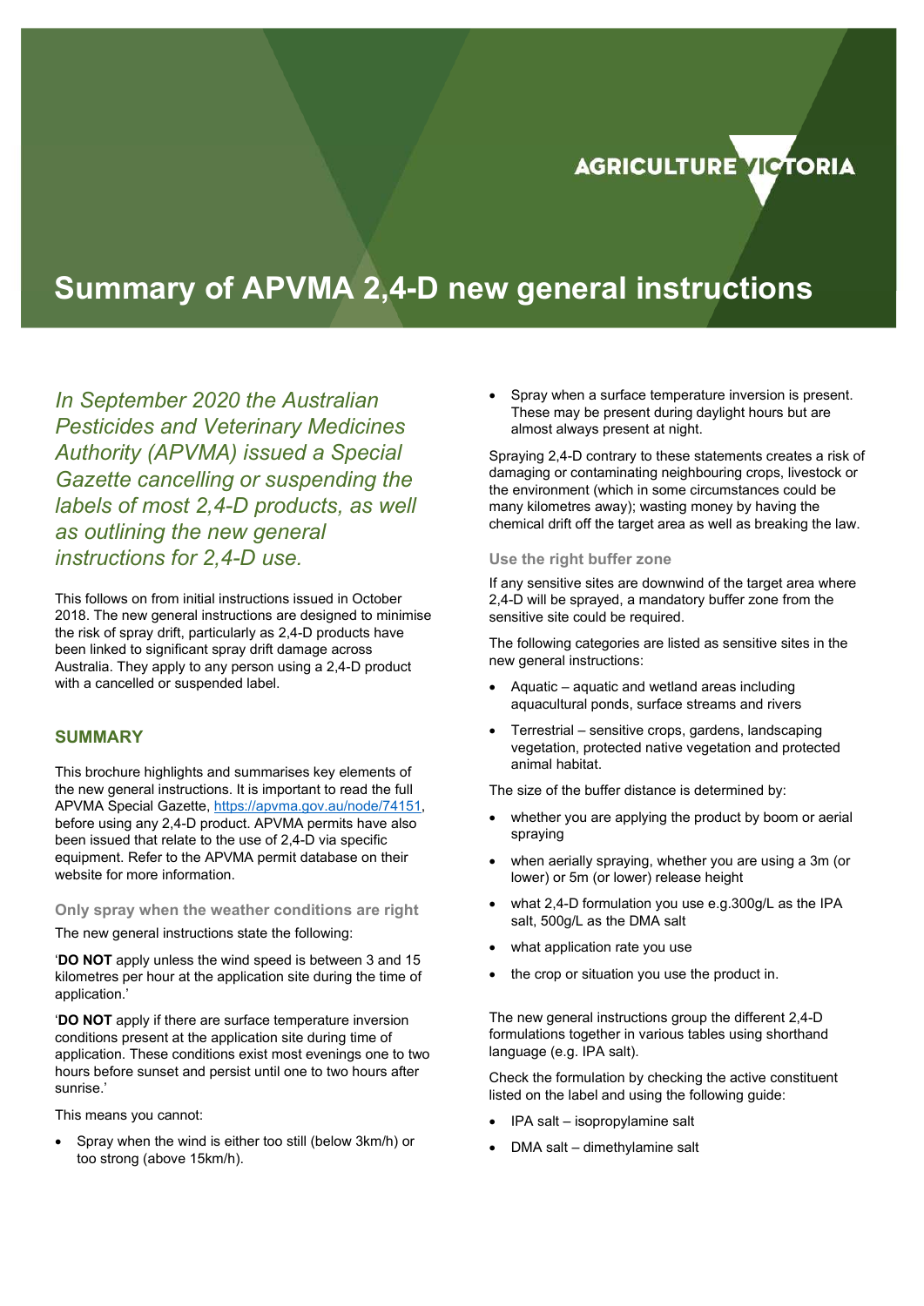AGRICULTURE VICTORIA

# Summary of APVMA 2,4-D new general instructions

*In September 2020 the Australian Pesticides and Veterinary Medicines Authority (APVMA) issued a Special Gazette cancelling or suspending the labels of most 2,4-D products, as well as outlining the new general instructions for 2,4-D use.*

This follows on from initial instructions issued in October 2018. The new general instructions are designed to minimise the risk of spray drift, particularly as 2,4-D products have been linked to significant spray drift damage across Australia. They apply to any person using a 2,4-D product with a cancelled or suspended label.

## SUMMARY

This brochure highlights and summarises key elements of the new general instructions. It is important to read the full APVMA Special Gazette, https://apvma.gov.au/node/74151, before using any 2,4-D product. APVMA permits have also been issued that relate to the use of 2,4-D via specific equipment. Refer to the APVMA permit database on their website for more information.

### Only spray when the weather conditions are right

The new general instructions state the following:

'**DO NOT** apply unless the wind speed is between 3 and 15 kilometres per hour at the application site during the time of application.'

'**DO NOT** apply if there are surface temperature inversion conditions present at the application site during time of application. These conditions exist most evenings one to two hours before sunset and persist until one to two hours after sunrise.'

This means you cannot:

- Spray when the wind is either too still (below 3km/h) or too strong (above 15km/h).
- Spray when a surface temperature inversion is present. These may be present during daylight hours but are almost always present at night.

Spraying 2,4-D contrary to these statements creates a risk of damaging or contaminating neighbouring crops, livestock or the environment (which in some circumstances could be many kilometres away); wasting money by having the chemical drift off the target area as well as breaking the law.

### Use the right buffer zone

If any sensitive sites are downwind of the target area where 2,4-D will be sprayed, a mandatory buffer zone from the sensitive site could be required.

The following categories are listed as sensitive sites in the new general instructions:

- Aquatic – aquatic and wetland areas including aquacultural ponds, surface streams and rivers
- Terrestrial – sensitive crops, gardens, landscaping vegetation, protected native vegetation and protected animal habitat.

The size of the buffer distance is determined by:

- whether you are applying the product by boom or aerial spraying
- when aerially spraying, whether you are using a 3m (or lower) or 5m (or lower) release height
- what 2,4-D formulation you use e.g.300g/L as the IPA salt, 500g/L as the DMA salt
- what application rate you use
- the crop or situation you use the product in.

The new general instructions group the different 2,4-D formulations together in various tables using shorthand language (e.g. IPA salt).

Check the formulation by checking the active constituent listed on the label and using the following guide:

- IPA salt – isopropylamine salt
- DMA salt – dimethylamine salt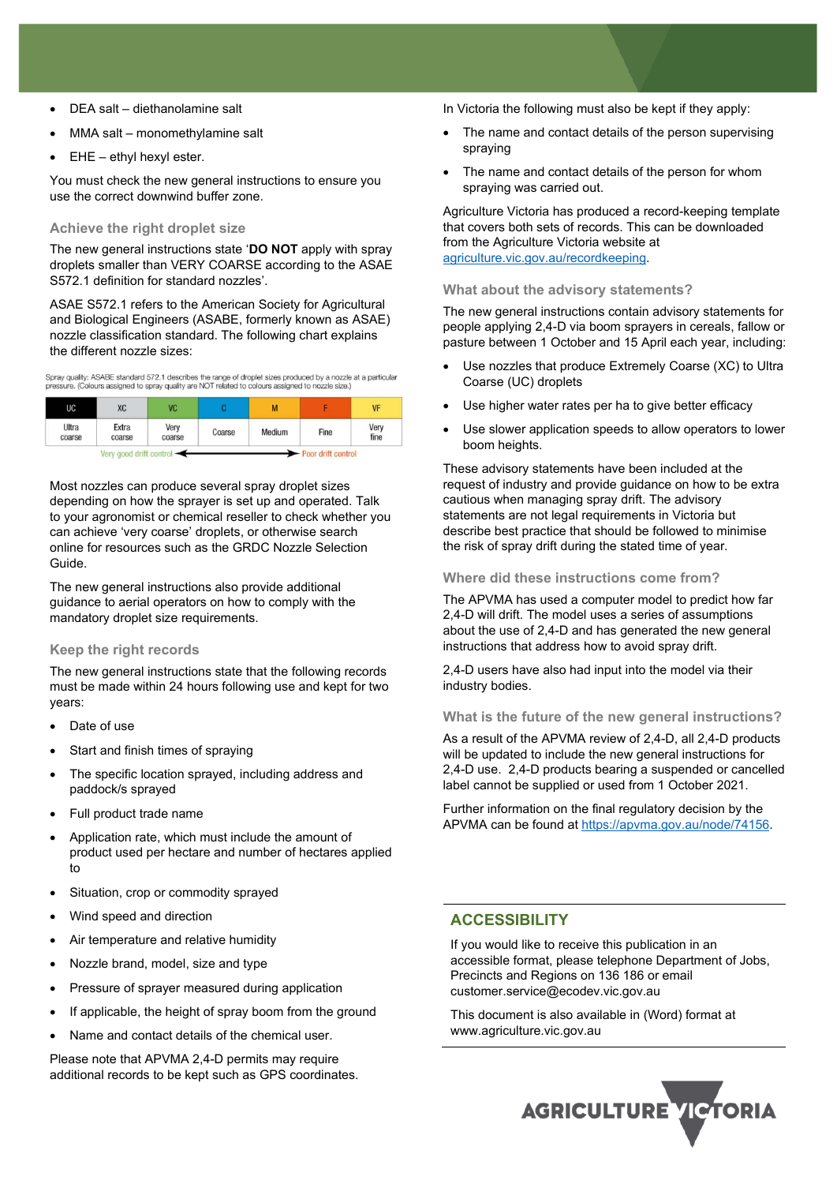- DEA salt – diethanolamine salt
- MMA salt – monomethylamine salt
- EHE – ethyl hexyl ester.

You must check the new general instructions to ensure you use the correct downwind buffer zone.

### Achieve the right droplet size

The new general instructions state '**DO NOT** apply with spray droplets smaller than VERY COARSE according to the ASAE S572.1 definition for standard nozzles'.

ASAE S572.1 refers to the American Society for Agricultural and Biological Engineers (ASABE, formerly known as ASAE) nozzle classification standard. The following chart explains the different nozzle sizes:

Spray quality: ASABE standard 572.1 describes the range of droplet sizes produced by a nozzle at a particular pressure. (Colours assigned to spray quality are NOT related to colours assigned to nozzle size.)

| UC | XC | VC | C | M | F | VF |
|---|---|---|---|---|---|---|
| Ultra coarse | Extra coarse | Very coarse | Coarse | Medium | Fine | Very fine |

Very good drift control ← → Poor drift control

Most nozzles can produce several spray droplet sizes depending on how the sprayer is set up and operated. Talk to your agronomist or chemical reseller to check whether you can achieve 'very coarse' droplets, or otherwise search online for resources such as the GRDC Nozzle Selection Guide.

The new general instructions also provide additional guidance to aerial operators on how to comply with the mandatory droplet size requirements.

### Keep the right records

The new general instructions state that the following records must be made within 24 hours following use and kept for two years:

- Date of use
- Start and finish times of spraying
- The specific location sprayed, including address and paddock/s sprayed
- Full product trade name
- Application rate, which must include the amount of product used per hectare and number of hectares applied to
- Situation, crop or commodity sprayed
- Wind speed and direction
- Air temperature and relative humidity
- Nozzle brand, model, size and type
- Pressure of sprayer measured during application
- If applicable, the height of spray boom from the ground
- Name and contact details of the chemical user.

Please note that APVMA 2,4-D permits may require additional records to be kept such as GPS coordinates.

In Victoria the following must also be kept if they apply:

- The name and contact details of the person supervising spraying
- The name and contact details of the person for whom spraying was carried out.

Agriculture Victoria has produced a record-keeping template that covers both sets of records. This can be downloaded from the Agriculture Victoria website at agriculture.vic.gov.au/recordkeeping.

### What about the advisory statements?

The new general instructions contain advisory statements for people applying 2,4-D via boom sprayers in cereals, fallow or pasture between 1 October and 15 April each year, including:

- Use nozzles that produce Extremely Coarse (XC) to Ultra Coarse (UC) droplets
- Use higher water rates per ha to give better efficacy
- Use slower application speeds to allow operators to lower boom heights.

These advisory statements have been included at the request of industry and provide guidance on how to be extra cautious when managing spray drift. The advisory statements are not legal requirements in Victoria but describe best practice that should be followed to minimise the risk of spray drift during the stated time of year.

### Where did these instructions come from?

The APVMA has used a computer model to predict how far 2,4-D will drift. The model uses a series of assumptions about the use of 2,4-D and has generated the new general instructions that address how to avoid spray drift.

2,4-D users have also had input into the model via their industry bodies.

### What is the future of the new general instructions?

As a result of the APVMA review of 2,4-D, all 2,4-D products will be updated to include the new general instructions for 2,4-D use. 2,4-D products bearing a suspended or cancelled label cannot be supplied or used from 1 October 2021.

Further information on the final regulatory decision by the APVMA can be found at https://apvma.gov.au/node/74156.

## ACCESSIBILITY

If you would like to receive this publication in an accessible format, please telephone Department of Jobs, Precincts and Regions on 136 186 or email customer.service@ecodev.vic.gov.au

This document is also available in (Word) format at www.agriculture.vic.gov.au